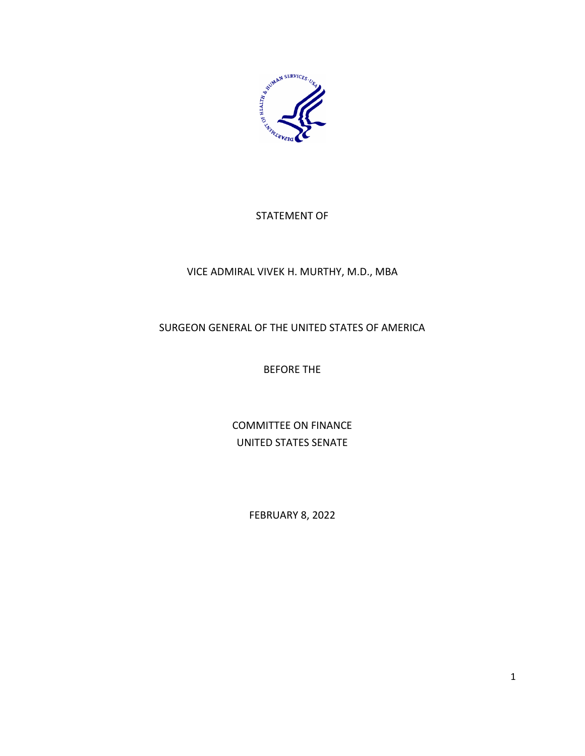STATEMENT OF

VICE ADMIRAL VIVEK H. MURTHY, M.D., MBA

SURGEON GENERAL OF THE UNITED STATES OF AMERICA

BEFORE THE

COMMITTEE ON FINANCE
UNITED STATES SENATE

FEBRUARY 8, 2022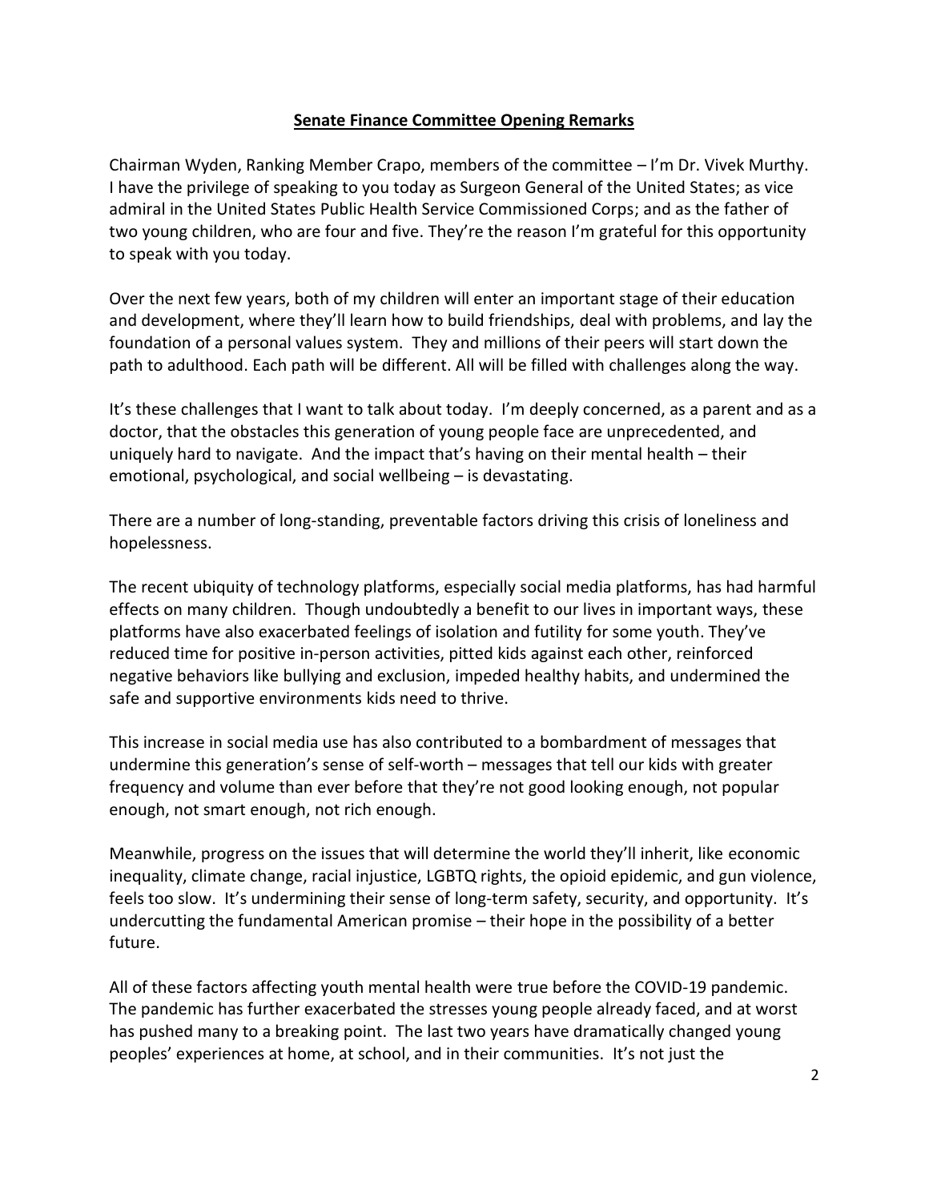**Senate Finance Committee Opening Remarks**

Chairman Wyden, Ranking Member Crapo, members of the committee – I'm Dr. Vivek Murthy. I have the privilege of speaking to you today as Surgeon General of the United States; as vice admiral in the United States Public Health Service Commissioned Corps; and as the father of two young children, who are four and five. They're the reason I'm grateful for this opportunity to speak with you today.

Over the next few years, both of my children will enter an important stage of their education and development, where they'll learn how to build friendships, deal with problems, and lay the foundation of a personal values system. They and millions of their peers will start down the path to adulthood. Each path will be different. All will be filled with challenges along the way.

It's these challenges that I want to talk about today. I'm deeply concerned, as a parent and as a doctor, that the obstacles this generation of young people face are unprecedented, and uniquely hard to navigate. And the impact that's having on their mental health – their emotional, psychological, and social wellbeing – is devastating.

There are a number of long-standing, preventable factors driving this crisis of loneliness and hopelessness.

The recent ubiquity of technology platforms, especially social media platforms, has had harmful effects on many children. Though undoubtedly a benefit to our lives in important ways, these platforms have also exacerbated feelings of isolation and futility for some youth. They've reduced time for positive in-person activities, pitted kids against each other, reinforced negative behaviors like bullying and exclusion, impeded healthy habits, and undermined the safe and supportive environments kids need to thrive.

This increase in social media use has also contributed to a bombardment of messages that undermine this generation's sense of self-worth – messages that tell our kids with greater frequency and volume than ever before that they're not good looking enough, not popular enough, not smart enough, not rich enough.

Meanwhile, progress on the issues that will determine the world they'll inherit, like economic inequality, climate change, racial injustice, LGBTQ rights, the opioid epidemic, and gun violence, feels too slow. It's undermining their sense of long-term safety, security, and opportunity. It's undercutting the fundamental American promise – their hope in the possibility of a better future.

All of these factors affecting youth mental health were true before the COVID-19 pandemic. The pandemic has further exacerbated the stresses young people already faced, and at worst has pushed many to a breaking point. The last two years have dramatically changed young peoples' experiences at home, at school, and in their communities. It's not just the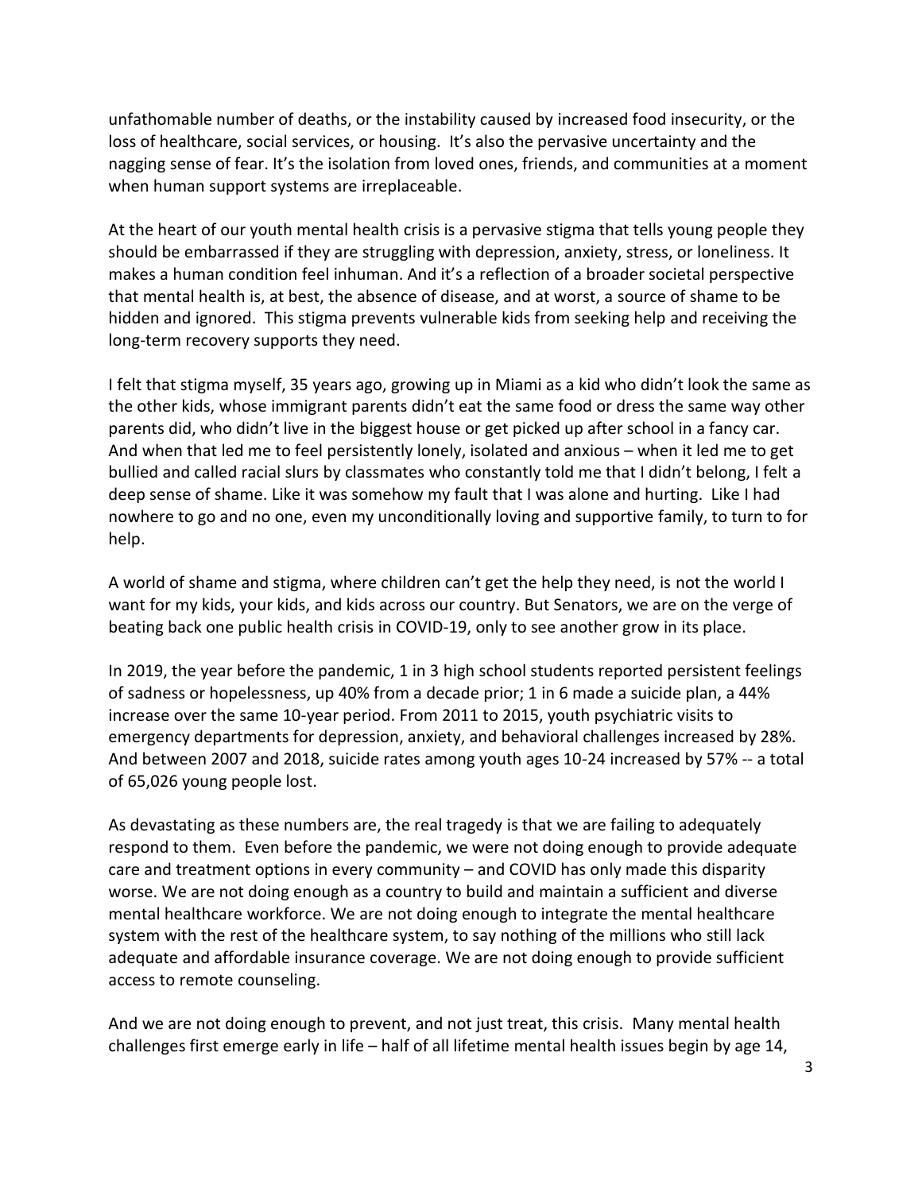unfathomable number of deaths, or the instability caused by increased food insecurity, or the loss of healthcare, social services, or housing. It's also the pervasive uncertainty and the nagging sense of fear. It's the isolation from loved ones, friends, and communities at a moment when human support systems are irreplaceable.

At the heart of our youth mental health crisis is a pervasive stigma that tells young people they should be embarrassed if they are struggling with depression, anxiety, stress, or loneliness. It makes a human condition feel inhuman. And it's a reflection of a broader societal perspective that mental health is, at best, the absence of disease, and at worst, a source of shame to be hidden and ignored. This stigma prevents vulnerable kids from seeking help and receiving the long-term recovery supports they need.

I felt that stigma myself, 35 years ago, growing up in Miami as a kid who didn't look the same as the other kids, whose immigrant parents didn't eat the same food or dress the same way other parents did, who didn't live in the biggest house or get picked up after school in a fancy car. And when that led me to feel persistently lonely, isolated and anxious – when it led me to get bullied and called racial slurs by classmates who constantly told me that I didn't belong, I felt a deep sense of shame. Like it was somehow my fault that I was alone and hurting. Like I had nowhere to go and no one, even my unconditionally loving and supportive family, to turn to for help.

A world of shame and stigma, where children can't get the help they need, is not the world I want for my kids, your kids, and kids across our country. But Senators, we are on the verge of beating back one public health crisis in COVID-19, only to see another grow in its place.

In 2019, the year before the pandemic, 1 in 3 high school students reported persistent feelings of sadness or hopelessness, up 40% from a decade prior; 1 in 6 made a suicide plan, a 44% increase over the same 10-year period. From 2011 to 2015, youth psychiatric visits to emergency departments for depression, anxiety, and behavioral challenges increased by 28%. And between 2007 and 2018, suicide rates among youth ages 10-24 increased by 57% -- a total of 65,026 young people lost.

As devastating as these numbers are, the real tragedy is that we are failing to adequately respond to them. Even before the pandemic, we were not doing enough to provide adequate care and treatment options in every community – and COVID has only made this disparity worse. We are not doing enough as a country to build and maintain a sufficient and diverse mental healthcare workforce. We are not doing enough to integrate the mental healthcare system with the rest of the healthcare system, to say nothing of the millions who still lack adequate and affordable insurance coverage. We are not doing enough to provide sufficient access to remote counseling.

And we are not doing enough to prevent, and not just treat, this crisis. Many mental health challenges first emerge early in life – half of all lifetime mental health issues begin by age 14,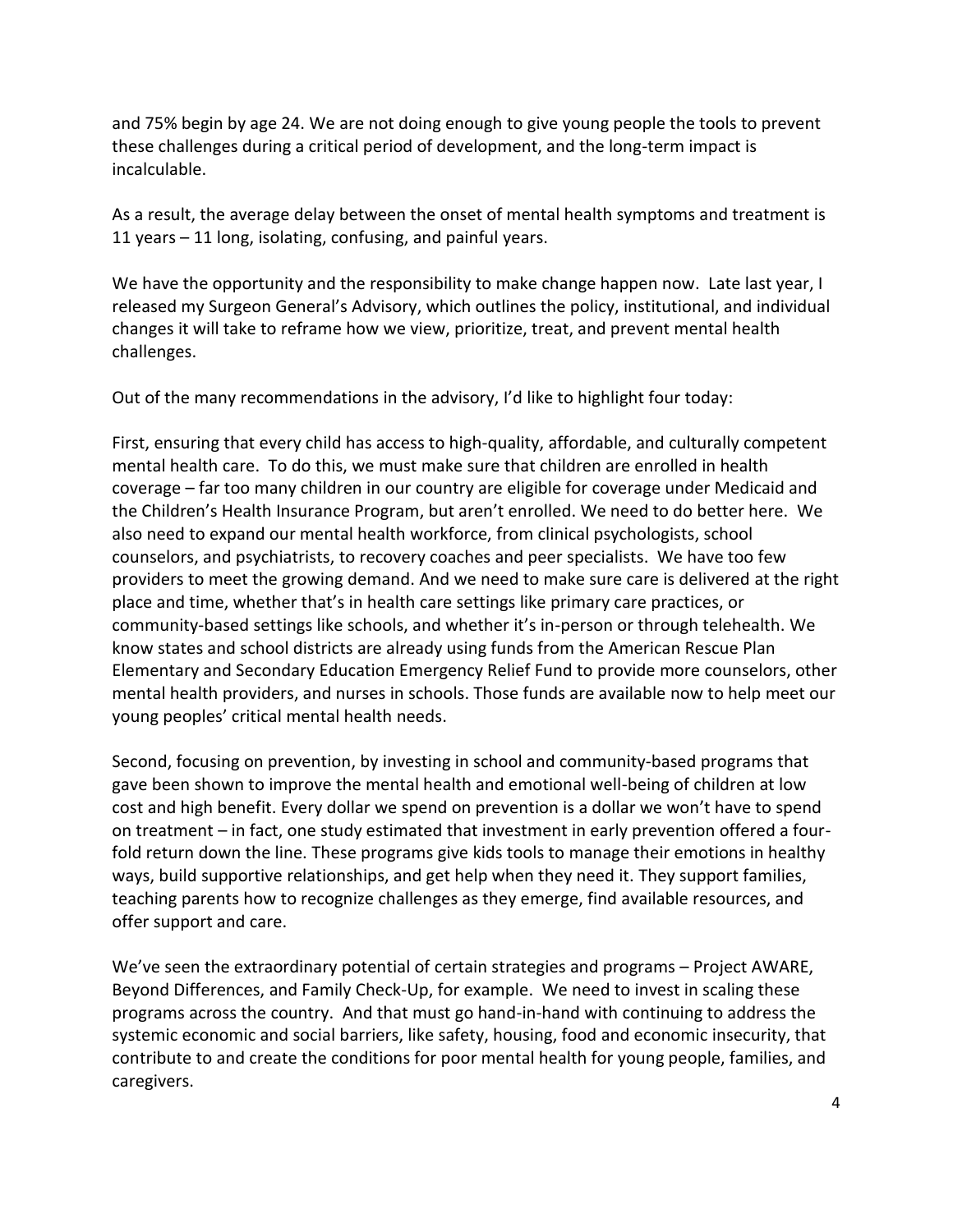and 75% begin by age 24. We are not doing enough to give young people the tools to prevent these challenges during a critical period of development, and the long-term impact is incalculable.

As a result, the average delay between the onset of mental health symptoms and treatment is 11 years – 11 long, isolating, confusing, and painful years.

We have the opportunity and the responsibility to make change happen now. Late last year, I released my Surgeon General's Advisory, which outlines the policy, institutional, and individual changes it will take to reframe how we view, prioritize, treat, and prevent mental health challenges.

Out of the many recommendations in the advisory, I'd like to highlight four today:

First, ensuring that every child has access to high-quality, affordable, and culturally competent mental health care. To do this, we must make sure that children are enrolled in health coverage – far too many children in our country are eligible for coverage under Medicaid and the Children's Health Insurance Program, but aren't enrolled. We need to do better here. We also need to expand our mental health workforce, from clinical psychologists, school counselors, and psychiatrists, to recovery coaches and peer specialists. We have too few providers to meet the growing demand. And we need to make sure care is delivered at the right place and time, whether that's in health care settings like primary care practices, or community-based settings like schools, and whether it's in-person or through telehealth. We know states and school districts are already using funds from the American Rescue Plan Elementary and Secondary Education Emergency Relief Fund to provide more counselors, other mental health providers, and nurses in schools. Those funds are available now to help meet our young peoples' critical mental health needs.

Second, focusing on prevention, by investing in school and community-based programs that gave been shown to improve the mental health and emotional well-being of children at low cost and high benefit. Every dollar we spend on prevention is a dollar we won't have to spend on treatment – in fact, one study estimated that investment in early prevention offered a four-fold return down the line. These programs give kids tools to manage their emotions in healthy ways, build supportive relationships, and get help when they need it. They support families, teaching parents how to recognize challenges as they emerge, find available resources, and offer support and care.

We've seen the extraordinary potential of certain strategies and programs – Project AWARE, Beyond Differences, and Family Check-Up, for example. We need to invest in scaling these programs across the country. And that must go hand-in-hand with continuing to address the systemic economic and social barriers, like safety, housing, food and economic insecurity, that contribute to and create the conditions for poor mental health for young people, families, and caregivers.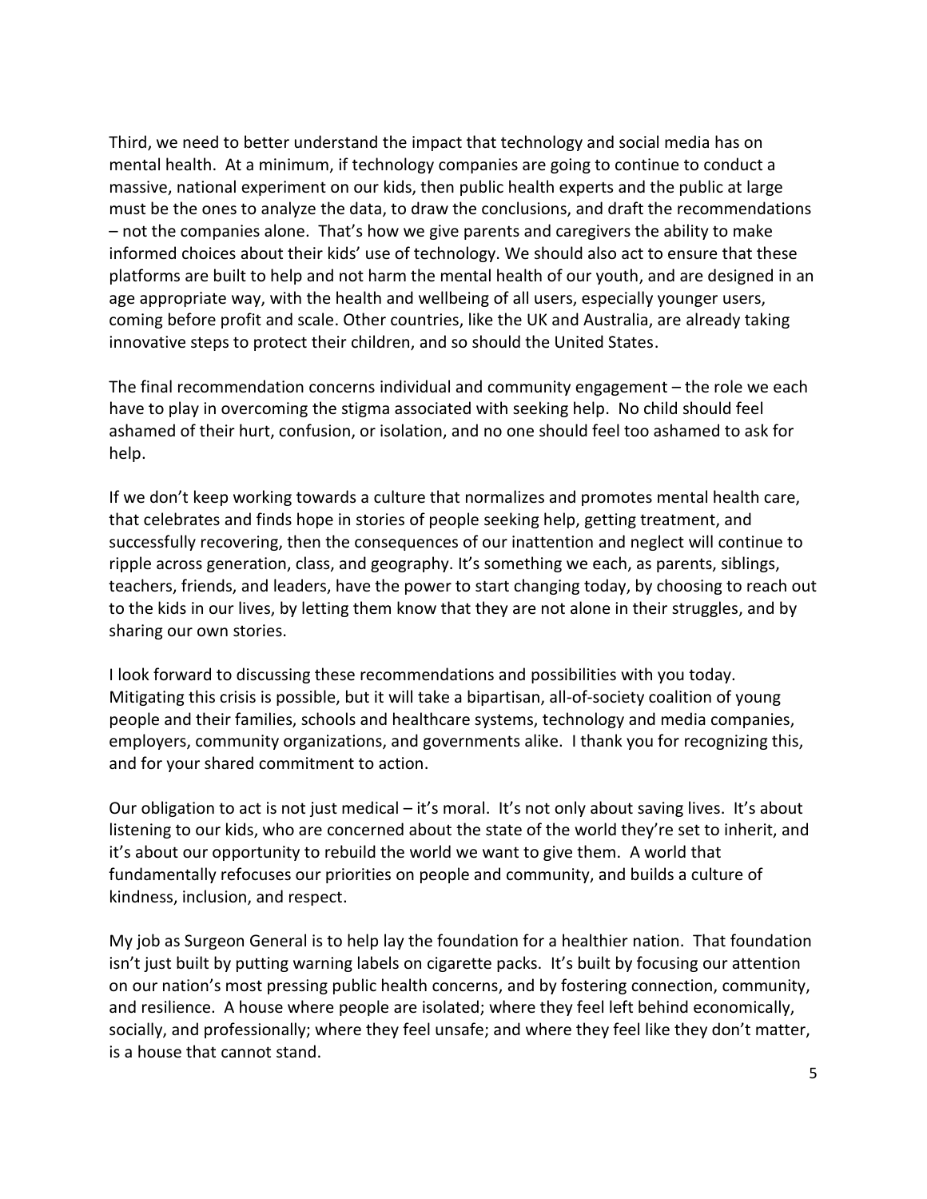Third, we need to better understand the impact that technology and social media has on mental health. At a minimum, if technology companies are going to continue to conduct a massive, national experiment on our kids, then public health experts and the public at large must be the ones to analyze the data, to draw the conclusions, and draft the recommendations – not the companies alone. That's how we give parents and caregivers the ability to make informed choices about their kids' use of technology. We should also act to ensure that these platforms are built to help and not harm the mental health of our youth, and are designed in an age appropriate way, with the health and wellbeing of all users, especially younger users, coming before profit and scale. Other countries, like the UK and Australia, are already taking innovative steps to protect their children, and so should the United States.

The final recommendation concerns individual and community engagement – the role we each have to play in overcoming the stigma associated with seeking help. No child should feel ashamed of their hurt, confusion, or isolation, and no one should feel too ashamed to ask for help.

If we don't keep working towards a culture that normalizes and promotes mental health care, that celebrates and finds hope in stories of people seeking help, getting treatment, and successfully recovering, then the consequences of our inattention and neglect will continue to ripple across generation, class, and geography. It's something we each, as parents, siblings, teachers, friends, and leaders, have the power to start changing today, by choosing to reach out to the kids in our lives, by letting them know that they are not alone in their struggles, and by sharing our own stories.

I look forward to discussing these recommendations and possibilities with you today. Mitigating this crisis is possible, but it will take a bipartisan, all-of-society coalition of young people and their families, schools and healthcare systems, technology and media companies, employers, community organizations, and governments alike. I thank you for recognizing this, and for your shared commitment to action.

Our obligation to act is not just medical – it's moral. It's not only about saving lives. It's about listening to our kids, who are concerned about the state of the world they're set to inherit, and it's about our opportunity to rebuild the world we want to give them. A world that fundamentally refocuses our priorities on people and community, and builds a culture of kindness, inclusion, and respect.

My job as Surgeon General is to help lay the foundation for a healthier nation. That foundation isn't just built by putting warning labels on cigarette packs. It's built by focusing our attention on our nation's most pressing public health concerns, and by fostering connection, community, and resilience. A house where people are isolated; where they feel left behind economically, socially, and professionally; where they feel unsafe; and where they feel like they don't matter, is a house that cannot stand.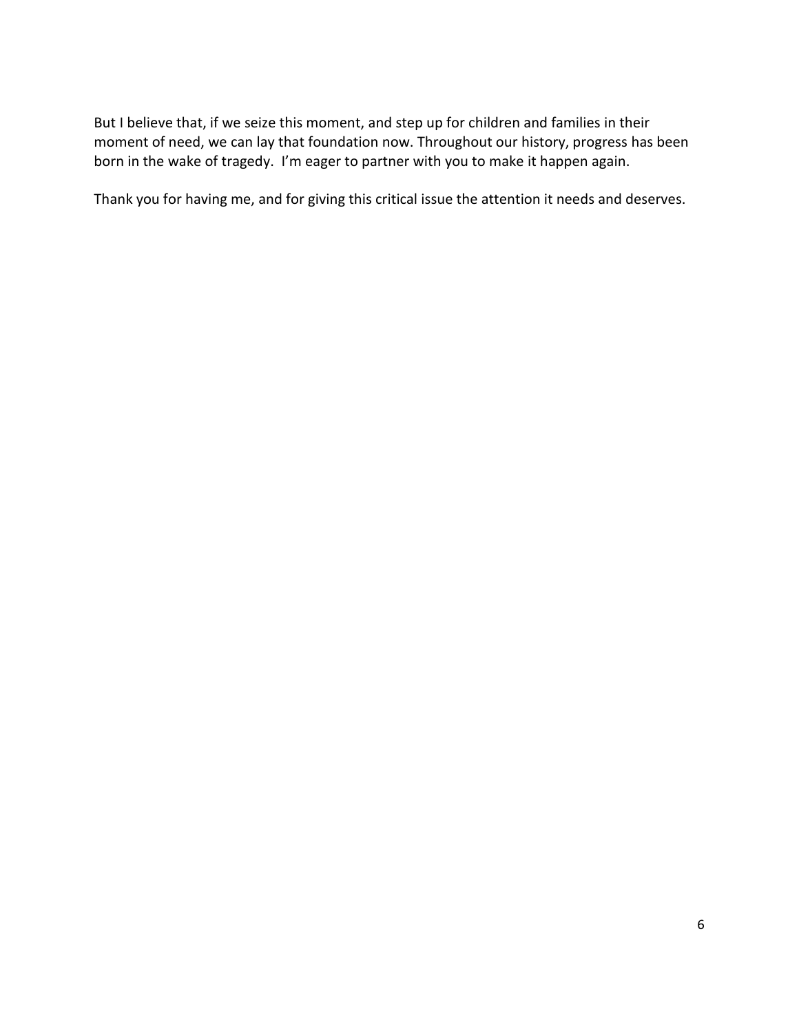But I believe that, if we seize this moment, and step up for children and families in their moment of need, we can lay that foundation now. Throughout our history, progress has been born in the wake of tragedy. I'm eager to partner with you to make it happen again.

Thank you for having me, and for giving this critical issue the attention it needs and deserves.